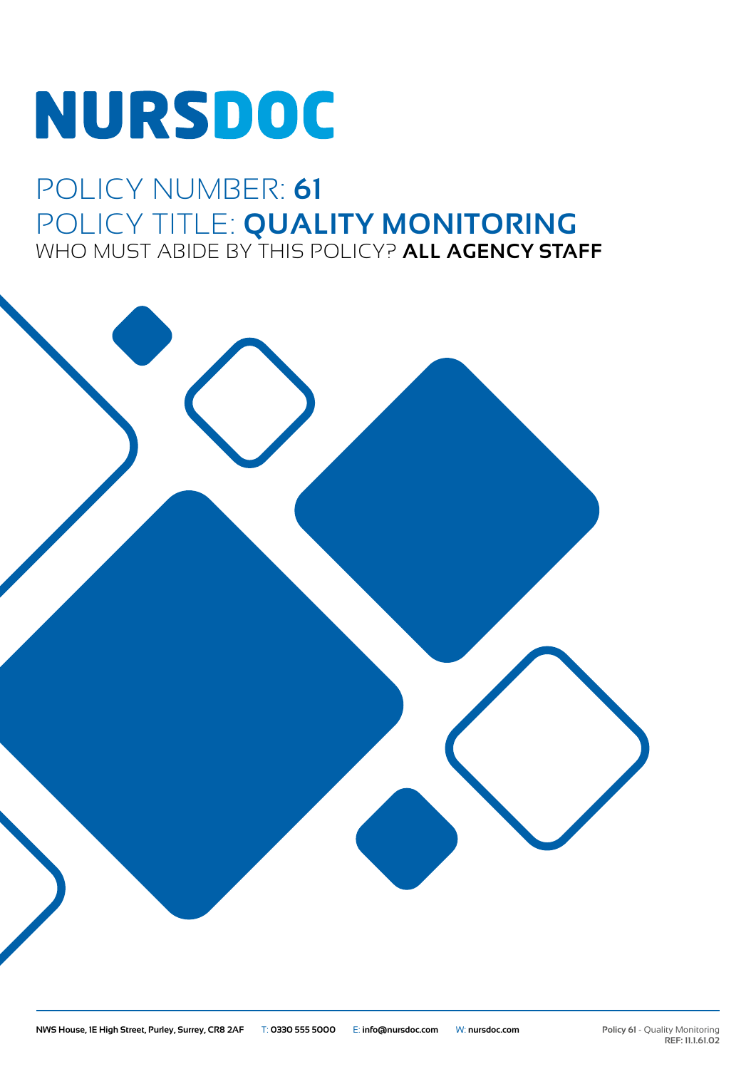# NURSDOC

## POLICY NUMBER: **61**

## POLICY TITLE: **QUALITY MONITORING**

WHO MUST ABIDE BY THIS POLICY? **ALL AGENCY STAFF**

**NWS House, 1E High Street, Purley, Surrey, CR8 2AF** T: **0330 555 5000** E: **info@nursdoc.com** W: **nursdoc.com**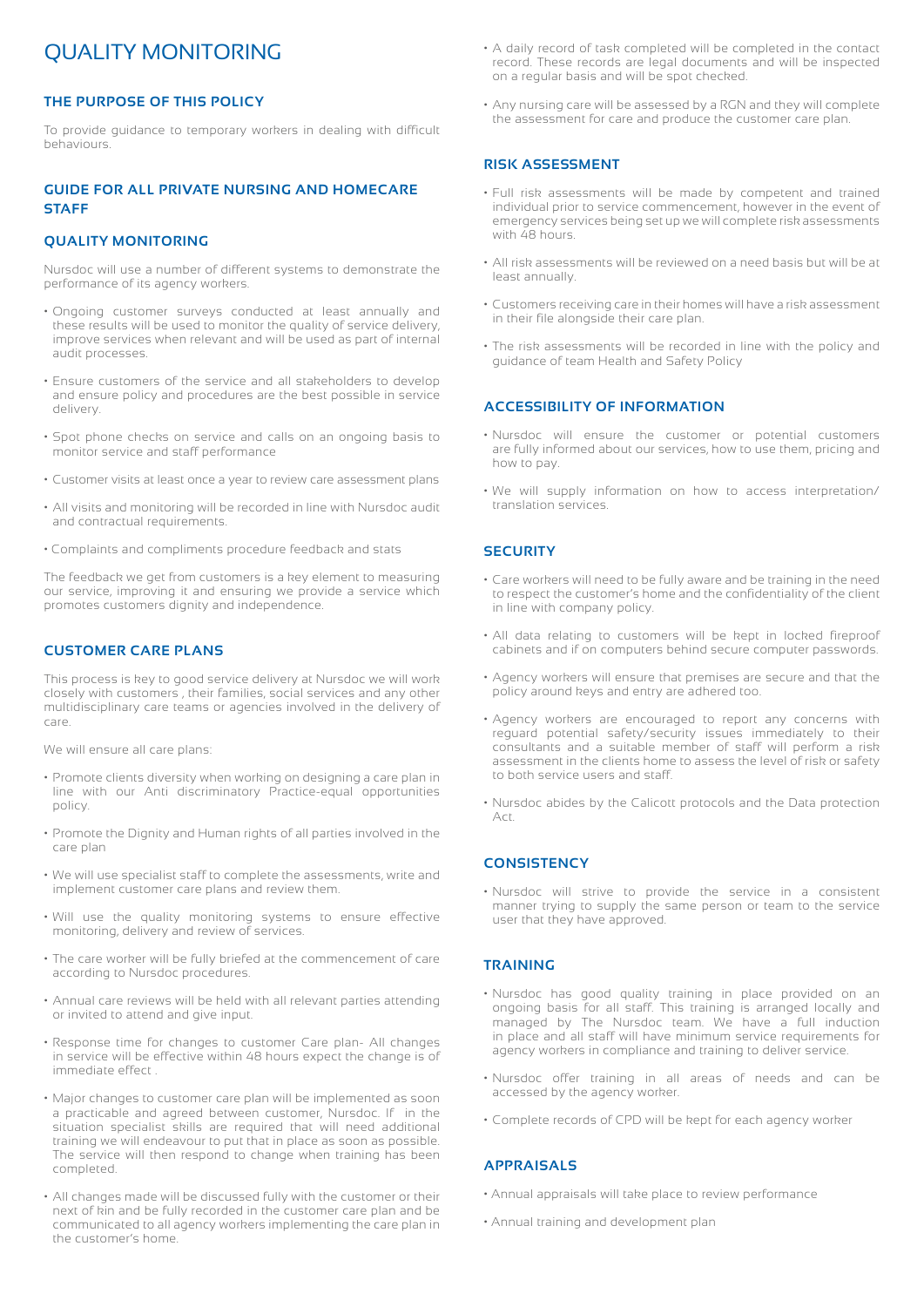# QUALITY MONITORING

## THE PURPOSE OF THIS POLICY

To provide guidance to temporary workers in dealing with difficult behaviours.

## GUIDE FOR ALL PRIVATE NURSING AND HOMECARE STAFF

## QUALITY MONITORING

Nursdoc will use a number of different systems to demonstrate the performance of its agency workers.

- Ongoing customer surveys conducted at least annually and these results will be used to monitor the quality of service delivery, improve services when relevant and will be used as part of internal audit processes.
- Ensure customers of the service and all stakeholders to develop and ensure policy and procedures are the best possible in service delivery.
- Spot phone checks on service and calls on an ongoing basis to monitor service and staff performance
- Customer visits at least once a year to review care assessment plans
- All visits and monitoring will be recorded in line with Nursdoc audit and contractual requirements.
- Complaints and compliments procedure feedback and stats

The feedback we get from customers is a key element to measuring our service, improving it and ensuring we provide a service which promotes customers dignity and independence.

## CUSTOMER CARE PLANS

This process is key to good service delivery at Nursdoc we will work closely with customers , their families, social services and any other multidisciplinary care teams or agencies involved in the delivery of care.

We will ensure all care plans:

- Promote clients diversity when working on designing a care plan in line with our Anti discriminatory Practice-equal opportunities policy.
- Promote the Dignity and Human rights of all parties involved in the care plan
- We will use specialist staff to complete the assessments, write and implement customer care plans and review them.
- Will use the quality monitoring systems to ensure effective monitoring, delivery and review of services.
- The care worker will be fully briefed at the commencement of care according to Nursdoc procedures.
- Annual care reviews will be held with all relevant parties attending or invited to attend and give input.
- Response time for changes to customer Care plan- All changes in service will be effective within 48 hours expect the change is of immediate effect .
- Major changes to customer care plan will be implemented as soon a practicable and agreed between customer, Nursdoc. If in the situation specialist skills are required that will need additional training we will endeavour to put that in place as soon as possible. The service will then respond to change when training has been completed.
- All changes made will be discussed fully with the customer or their next of kin and be fully recorded in the customer care plan and be communicated to all agency workers implementing the care plan in the customer's home.
- A daily record of task completed will be completed in the contact record. These records are legal documents and will be inspected on a regular basis and will be spot checked.
- Any nursing care will be assessed by a RGN and they will complete the assessment for care and produce the customer care plan.

## RISK ASSESSMENT

- Full risk assessments will be made by competent and trained individual prior to service commencement, however in the event of emergency services being set up we will complete risk assessments with 48 hours.
- All risk assessments will be reviewed on a need basis but will be at least annually.
- Customers receiving care in their homes will have a risk assessment in their file alongside their care plan.
- The risk assessments will be recorded in line with the policy and guidance of team Health and Safety Policy

## ACCESSIBILITY OF INFORMATION

- Nursdoc will ensure the customer or potential customers are fully informed about our services, how to use them, pricing and how to pay.
- We will supply information on how to access interpretation/ translation services.

## SECURITY

- Care workers will need to be fully aware and be training in the need to respect the customer's home and the confidentiality of the client in line with company policy.
- All data relating to customers will be kept in locked fireproof cabinets and if on computers behind secure computer passwords.
- Agency workers will ensure that premises are secure and that the policy around keys and entry are adhered too.
- Agency workers are encouraged to report any concerns with reguard potential safety/security issues immediately to their consultants and a suitable member of staff will perform a risk assessment in the clients home to assess the level of risk or safety to both service users and staff.
- Nursdoc abides by the Calicott protocols and the Data protection Act.

## CONSISTENCY

- Nursdoc will strive to provide the service in a consistent manner trying to supply the same person or team to the service user that they have approved.

## TRAINING

- Nursdoc has good quality training in place provided on an ongoing basis for all staff. This training is arranged locally and managed by The Nursdoc team. We have a full induction in place and all staff will have minimum service requirements for agency workers in compliance and training to deliver service.
- Nursdoc offer training in all areas of needs and can be accessed by the agency worker.
- Complete records of CPD will be kept for each agency worker

## APPRAISALS

- Annual appraisals will take place to review performance
- Annual training and development plan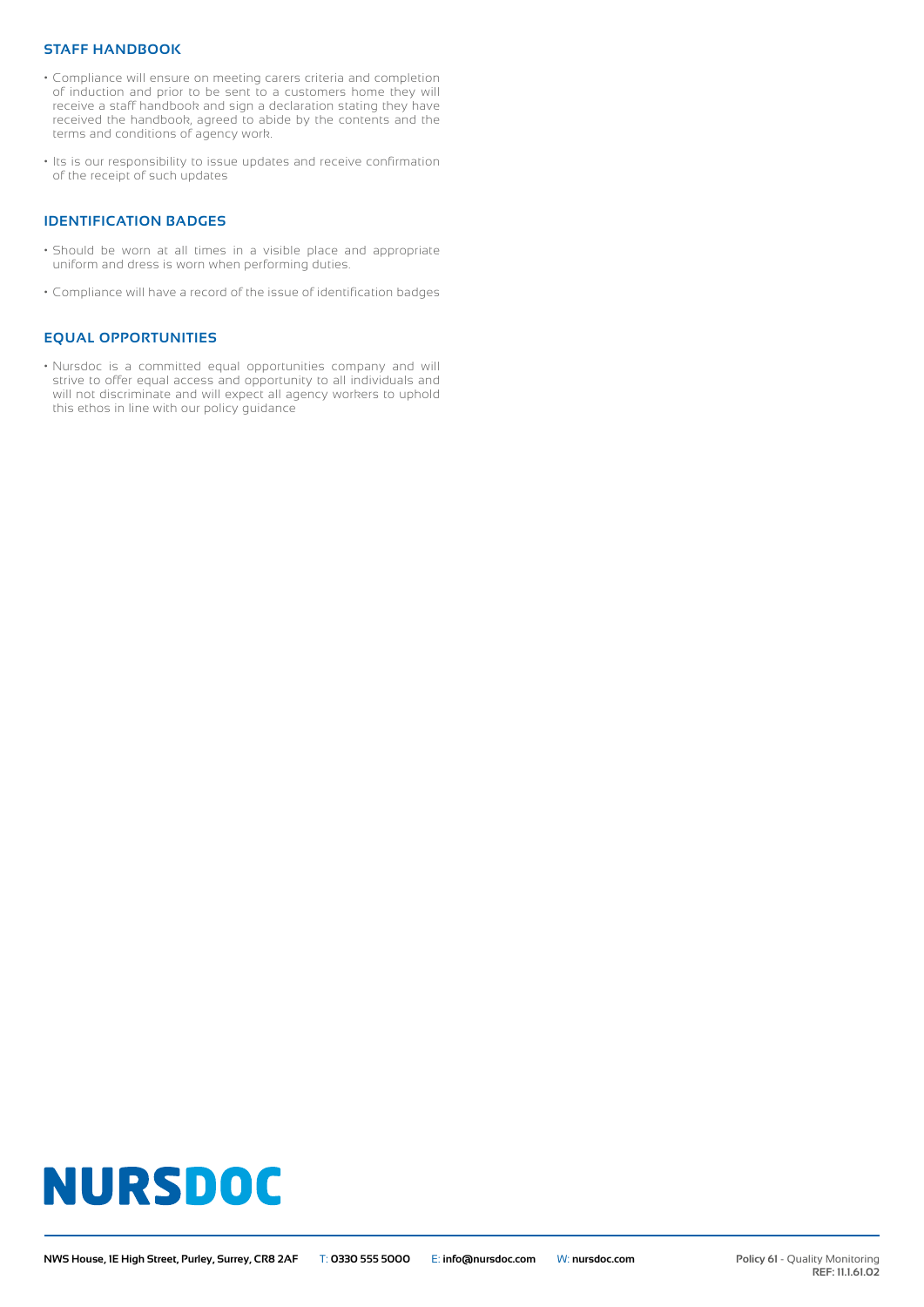## STAFF HANDBOOK

- Compliance will ensure on meeting carers criteria and completion of induction and prior to be sent to a customers home they will receive a staff handbook and sign a declaration stating they have received the handbook, agreed to abide by the contents and the terms and conditions of agency work.
- Its is our responsibility to issue updates and receive confirmation of the receipt of such updates

## IDENTIFICATION BADGES

- Should be worn at all times in a visible place and appropriate uniform and dress is worn when performing duties.
- Compliance will have a record of the issue of identification badges

## EQUAL OPPORTUNITIES

- Nursdoc is a committed equal opportunities company and will strive to offer equal access and opportunity to all individuals and will not discriminate and will expect all agency workers to uphold this ethos in line with our policy guidance

NURSDOC

NWS House, 1E High Street, Purley, Surrey, CR8 2AF T: 0330 555 5000 E: info@nursdoc.com W: nursdoc.com

Policy 61 - Quality Monitoring
REF: 11.1.61.02